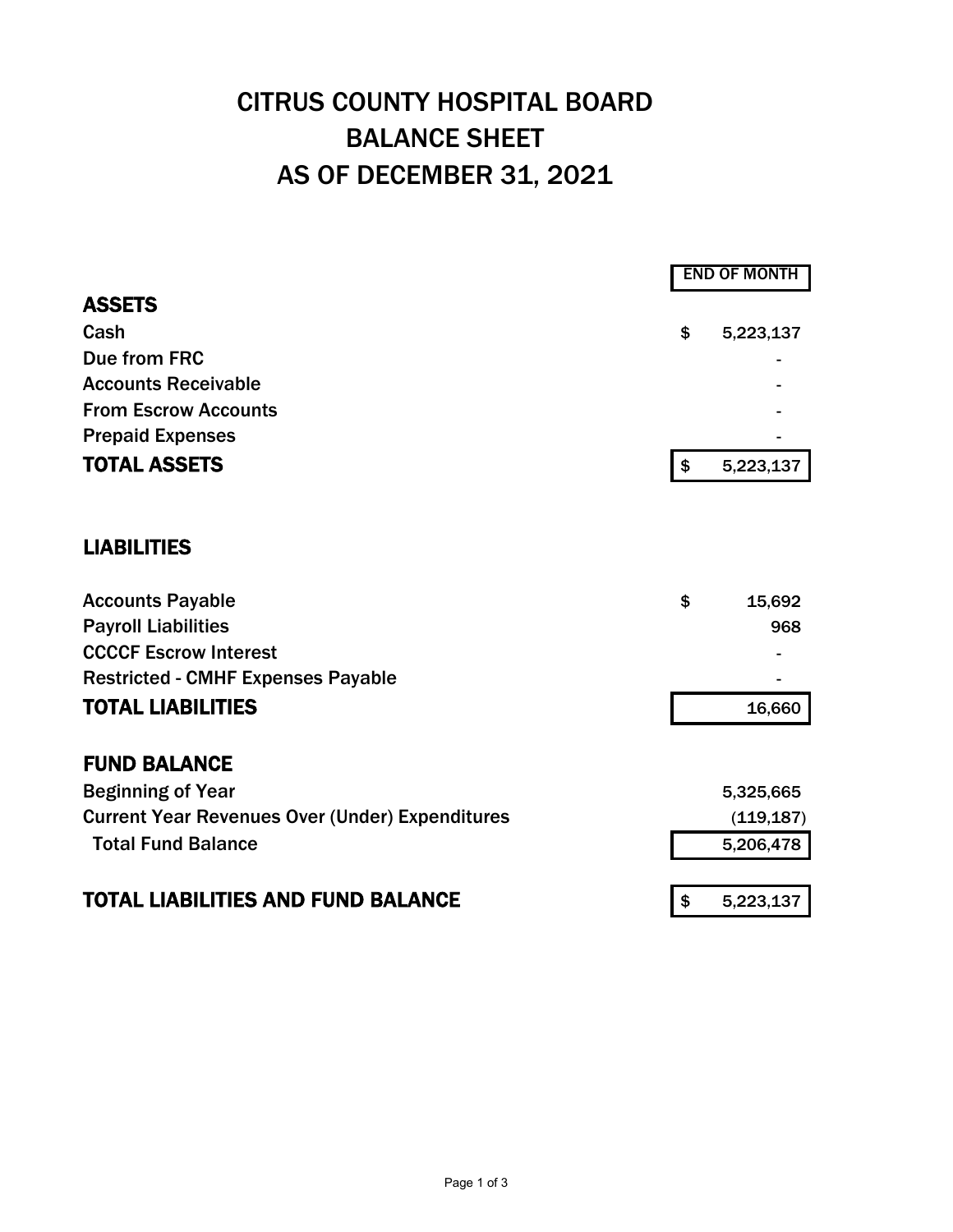# CITRUS COUNTY HOSPITAL BOARD
# BALANCE SHEET
# AS OF DECEMBER 31, 2021

| | END OF MONTH |
|---|---|
| **ASSETS** | |
| Cash | $ 5,223,137 |
| Due from FRC | - |
| Accounts Receivable | - |
| From Escrow Accounts | - |
| Prepaid Expenses | - |
| **TOTAL ASSETS** | $ 5,223,137 |
| | |
| **LIABILITIES** | |
| Accounts Payable | $ 15,692 |
| Payroll Liabilities | 968 |
| CCCCF Escrow Interest | - |
| Restricted - CMHF Expenses Payable | - |
| **TOTAL LIABILITIES** | 16,660 |
| | |
| **FUND BALANCE** | |
| Beginning of Year | 5,325,665 |
| Current Year Revenues Over (Under) Expenditures | (119,187) |
| Total Fund Balance | 5,206,478 |
| | |
| **TOTAL LIABILITIES AND FUND BALANCE** | $ 5,223,137 |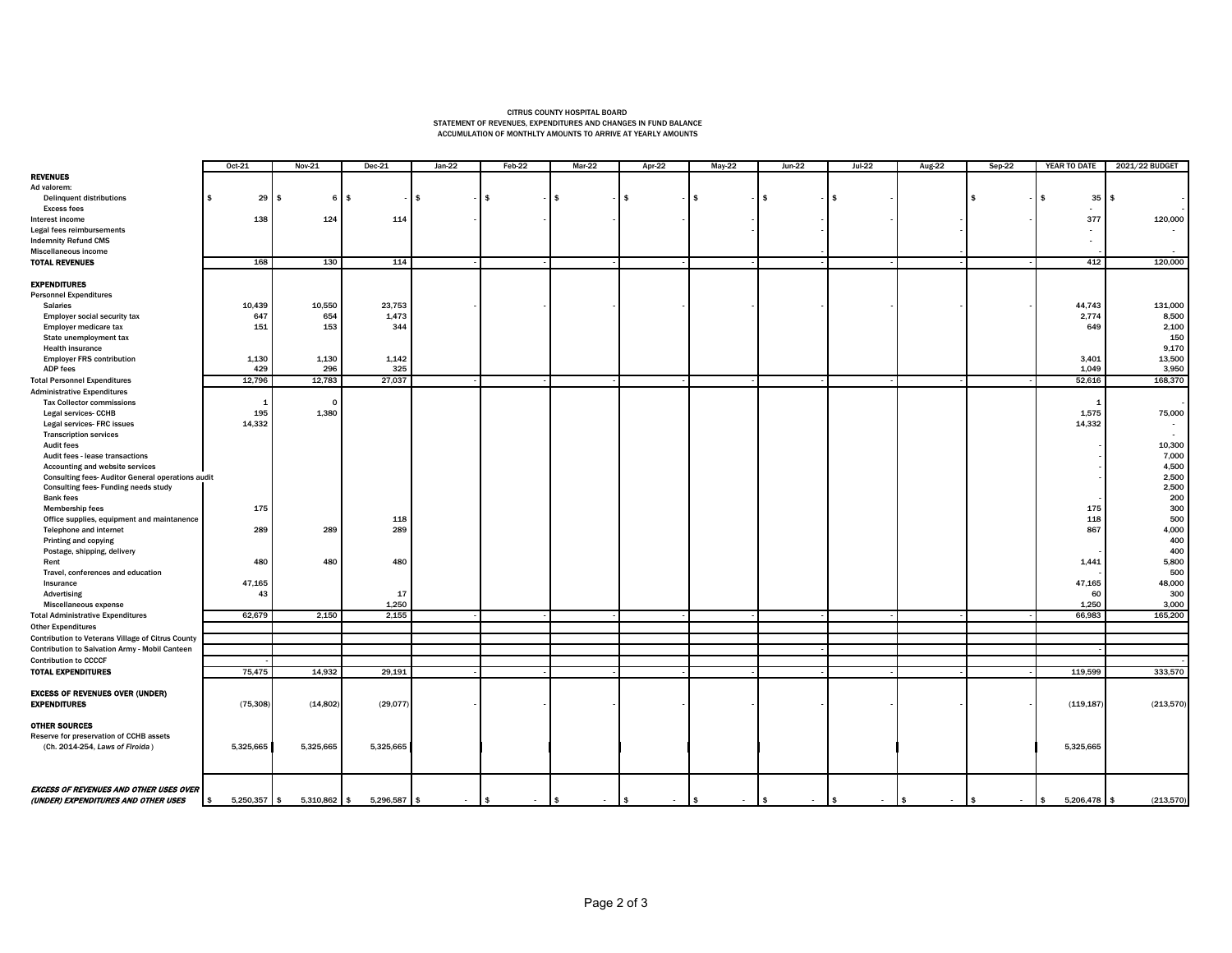CITRUS COUNTY HOSPITAL BOARD
STATEMENT OF REVENUES, EXPENDITURES AND CHANGES IN FUND BALANCE
ACCUMULATION OF MONTHLTY AMOUNTS TO ARRIVE AT YEARLY AMOUNTS

| | Oct-21 | Nov-21 | Dec-21 | Jan-22 | Feb-22 | Mar-22 | Apr-22 | May-22 | Jun-22 | Jul-22 | Aug-22 | Sep-22 | YEAR TO DATE | 2021/22 BUDGET |
|---|---|---|---|---|---|---|---|---|---|---|---|---|---|---|
| **REVENUES** | | | | | | | | | | | | | | |
| Ad valorem: | | | | | | | | | | | | | | |
| Delinquent distributions | $ 29 | $ 6 | $ - | $ - | $ - | $ - | $ - | $ - | $ - | $ - | | $ - | $ 35 | $ - |
| Excess fees | | | | | | | | | | | | | - | - |
| Interest income | 138 | 124 | 114 | - | - | - | - | - | - | - | - | - | 377 | 120,000 |
| Legal fees reimbursements | | | | | | | | | | | | | - | - |
| Indemnity Refund CMS | | | | | | | | | | | | | - | |
| Miscellaneous income | | | | | | | | - | - | | - | | - | - |
| **TOTAL REVENUES** | 168 | 130 | 114 | - | - | - | - | - | - | - | - | - | 412 | 120,000 |
| | | | | | | | | | | | | | | |
| **EXPENDITURES** | | | | | | | | | | | | | | |
| Personnel Expenditures | | | | | | | | | | | | | | |
| Salaries | 10,439 | 10,550 | 23,753 | - | - | - | - | - | - | - | - | - | 44,743 | 131,000 |
| Employer social security tax | 647 | 654 | 1,473 | | | | | | | | | | 2,774 | 8,500 |
| Employer medicare tax | 151 | 153 | 344 | | | | | | | | | | 649 | 2,100 |
| State unemployment tax | | | | | | | | | | | | | | 150 |
| Health insurance | | | | | | | | | | | | | | 9,170 |
| Employer FRS contribution | 1,130 | 1,130 | 1,142 | | | | | | | | | | 3,401 | 13,500 |
| ADP fees | 429 | 296 | 325 | | | | | | | | | | 1,049 | 3,950 |
| Total Personnel Expenditures | 12,796 | 12,783 | 27,037 | - | - | - | - | - | - | - | - | - | 52,616 | 168,370 |
| Administrative Expenditures | | | | | | | | | | | | | | |
| Tax Collector commissions | 1 | 0 | | | | | | | | | | | 1 | - |
| Legal services- CCHB | 195 | 1,380 | | | | | | | | | | | 1,575 | 75,000 |
| Legal services- FRC issues | 14,332 | | | | | | | | | | | | 14,332 | - |
| Transcription services | | | | | | | | | | | | | | - |
| Audit fees | | | | | | | | | | | | | - | 10,300 |
| Audit fees - lease transactions | | | | | | | | | | | | | - | 7,000 |
| Accounting and website services | | | | | | | | | | | | | - | 4,500 |
| Consulting fees- Auditor General operations audit | | | | | | | | | | | | | - | 2,500 |
| Consulting fees- Funding needs study | | | | | | | | | | | | | | 2,500 |
| Bank fees | | | | | | | | | | | | | - | 200 |
| Membership fees | 175 | | | | | | | | | | | | 175 | 300 |
| Office supplies, equipment and maintanence | | | 118 | | | | | | | | | | 118 | 500 |
| Telephone and internet | 289 | 289 | 289 | | | | | | | | | | 867 | 4,000 |
| Printing and copying | | | | | | | | | | | | | | 400 |
| Postage, shipping, delivery | | | | | | | | | | | | | - | 400 |
| Rent | 480 | 480 | 480 | | | | | | | | | | 1,441 | 5,800 |
| Travel, conferences and education | | | | | | | | | | | | | - | 500 |
| Insurance | 47,165 | | | | | | | | | | | | 47,165 | 48,000 |
| Advertising | 43 | | 17 | | | | | | | | | | 60 | 300 |
| Miscellaneous expense | | | 1,250 | | | | | | | | | | 1,250 | 3,000 |
| Total Administrative Expenditures | 62,679 | 2,150 | 2,155 | - | - | - | - | - | - | - | - | - | 66,983 | 165,200 |
| Other Expenditures | | | | | | | | | | | | | | |
| Contribution to Veterans Village of Citrus County | | | | | | | | | | | | | | |
| Contribution to Salvation Army - Mobil Canteen | | | | | | | | | - | | | | - | |
| Contribution to CCCCF | - | | | | | | | | | | | | | - |
| **TOTAL EXPENDITURES** | 75,475 | 14,932 | 29,191 | - | - | - | - | - | - | - | - | - | 119,599 | 333,570 |
| | | | | | | | | | | | | | | |
| **EXCESS OF REVENUES OVER (UNDER) EXPENDITURES** | (75,308) | (14,802) | (29,077) | - | - | - | - | - | - | - | - | - | (119,187) | (213,570) |
| | | | | | | | | | | | | | | |
| **OTHER SOURCES** | | | | | | | | | | | | | | |
| Reserve for preservation of CCHB assets (Ch. 2014-254, *Laws of Flroida*) | 5,325,665 | 5,325,665 | 5,325,665 | | | | | | | | | | 5,325,665 | |
| | | | | | | | | | | | | | | |
| ***EXCESS OF REVENUES AND OTHER USES OVER (UNDER) EXPENDITURES AND OTHER USES*** | $ 5,250,357 | $ 5,310,862 | $ 5,296,587 | $ - | $ - | $ - | $ - | $ - | $ - | $ - | $ - | $ - | $ 5,206,478 | $ (213,570) |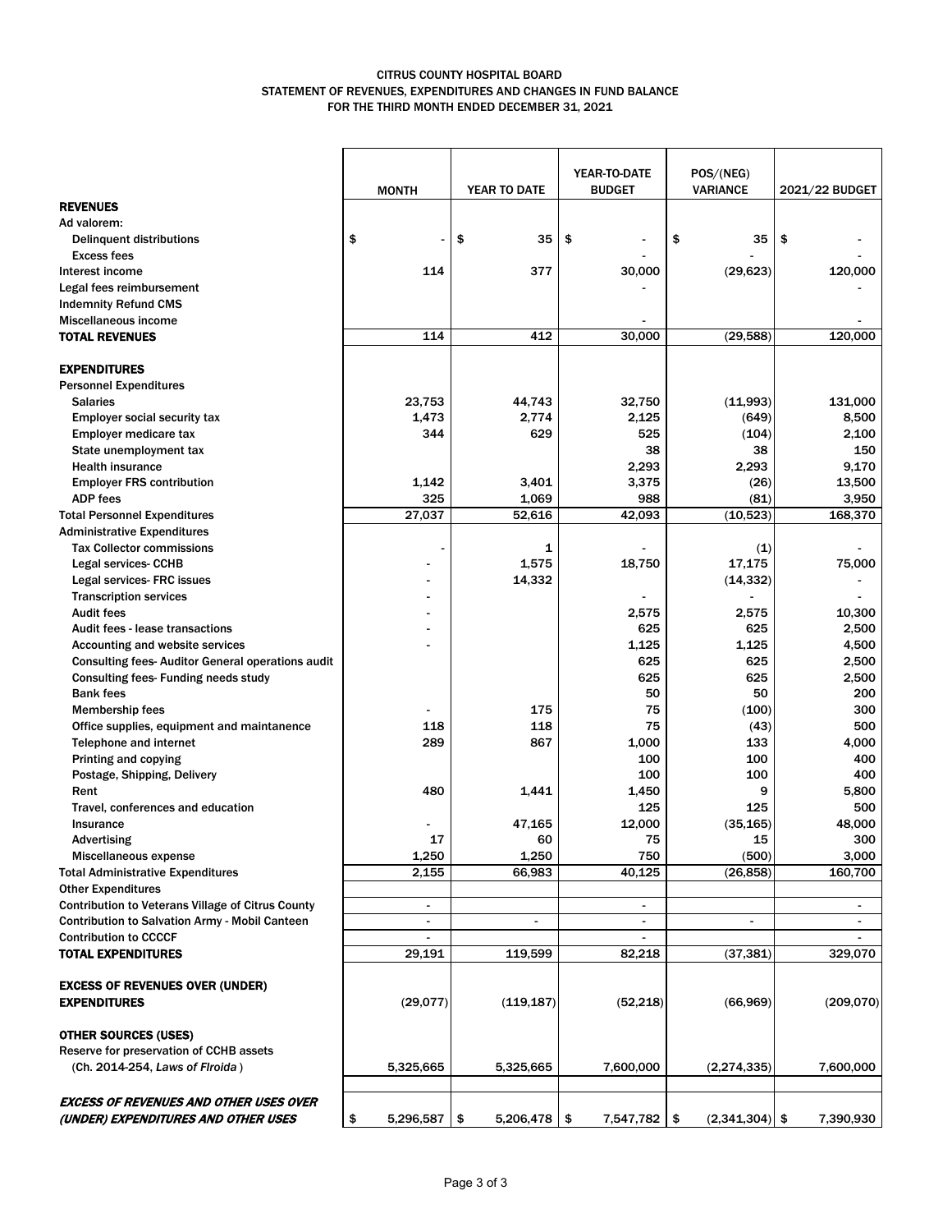CITRUS COUNTY HOSPITAL BOARD
STATEMENT OF REVENUES, EXPENDITURES AND CHANGES IN FUND BALANCE
FOR THE THIRD MONTH ENDED DECEMBER 31, 2021

| | MONTH | YEAR TO DATE | YEAR-TO-DATE BUDGET | POS/(NEG) VARIANCE | 2021/22 BUDGET |
|---|---|---|---|---|---|
| **REVENUES** | | | | | |
| Ad valorem: | | | | | |
| Delinquent distributions | $ - | $ 35 | $ - | $ 35 | $ - |
| Excess fees | | | - | - | - |
| Interest income | 114 | 377 | 30,000 | (29,623) | 120,000 |
| Legal fees reimbursement | | | - | | - |
| Indemnity Refund CMS | | | | | |
| Miscellaneous income | | | - | | - |
| **TOTAL REVENUES** | 114 | 412 | 30,000 | (29,588) | 120,000 |
| **EXPENDITURES** | | | | | |
| Personnel Expenditures | | | | | |
| Salaries | 23,753 | 44,743 | 32,750 | (11,993) | 131,000 |
| Employer social security tax | 1,473 | 2,774 | 2,125 | (649) | 8,500 |
| Employer medicare tax | 344 | 629 | 525 | (104) | 2,100 |
| State unemployment tax | | | 38 | 38 | 150 |
| Health insurance | | | 2,293 | 2,293 | 9,170 |
| Employer FRS contribution | 1,142 | 3,401 | 3,375 | (26) | 13,500 |
| ADP fees | 325 | 1,069 | 988 | (81) | 3,950 |
| Total Personnel Expenditures | 27,037 | 52,616 | 42,093 | (10,523) | 168,370 |
| Administrative Expenditures | | | | | |
| Tax Collector commissions | - | 1 | - | (1) | - |
| Legal services- CCHB | - | 1,575 | 18,750 | 17,175 | 75,000 |
| Legal services- FRC issues | - | 14,332 | | (14,332) | - |
| Transcription services | - | | - | - | - |
| Audit fees | - | | 2,575 | 2,575 | 10,300 |
| Audit fees - lease transactions | - | | 625 | 625 | 2,500 |
| Accounting and website services | - | | 1,125 | 1,125 | 4,500 |
| Consulting fees- Auditor General operations audit | | | 625 | 625 | 2,500 |
| Consulting fees- Funding needs study | | | 625 | 625 | 2,500 |
| Bank fees | | | 50 | 50 | 200 |
| Membership fees | - | 175 | 75 | (100) | 300 |
| Office supplies, equipment and maintanence | 118 | 118 | 75 | (43) | 500 |
| Telephone and internet | 289 | 867 | 1,000 | 133 | 4,000 |
| Printing and copying | | | 100 | 100 | 400 |
| Postage, Shipping, Delivery | | | 100 | 100 | 400 |
| Rent | 480 | 1,441 | 1,450 | 9 | 5,800 |
| Travel, conferences and education | | | 125 | 125 | 500 |
| Insurance | - | 47,165 | 12,000 | (35,165) | 48,000 |
| Advertising | 17 | 60 | 75 | 15 | 300 |
| Miscellaneous expense | 1,250 | 1,250 | 750 | (500) | 3,000 |
| Total Administrative Expenditures | 2,155 | 66,983 | 40,125 | (26,858) | 160,700 |
| Other Expenditures | | | | | |
| Contribution to Veterans Village of Citrus County | - | | - | | - |
| Contribution to Salvation Army - Mobil Canteen | - | - | - | - | - |
| Contribution to CCCCF | - | | - | | - |
| **TOTAL EXPENDITURES** | 29,191 | 119,599 | 82,218 | (37,381) | 329,070 |
| **EXCESS OF REVENUES OVER (UNDER) EXPENDITURES** | (29,077) | (119,187) | (52,218) | (66,969) | (209,070) |
| **OTHER SOURCES (USES)** | | | | | |
| Reserve for preservation of CCHB assets (Ch. 2014-254, *Laws of Flroida*) | 5,325,665 | 5,325,665 | 7,600,000 | (2,274,335) | 7,600,000 |
| ***EXCESS OF REVENUES AND OTHER USES OVER (UNDER) EXPENDITURES AND OTHER USES*** | $ 5,296,587 | $ 5,206,478 | $ 7,547,782 | $ (2,341,304) | $ 7,390,930 |